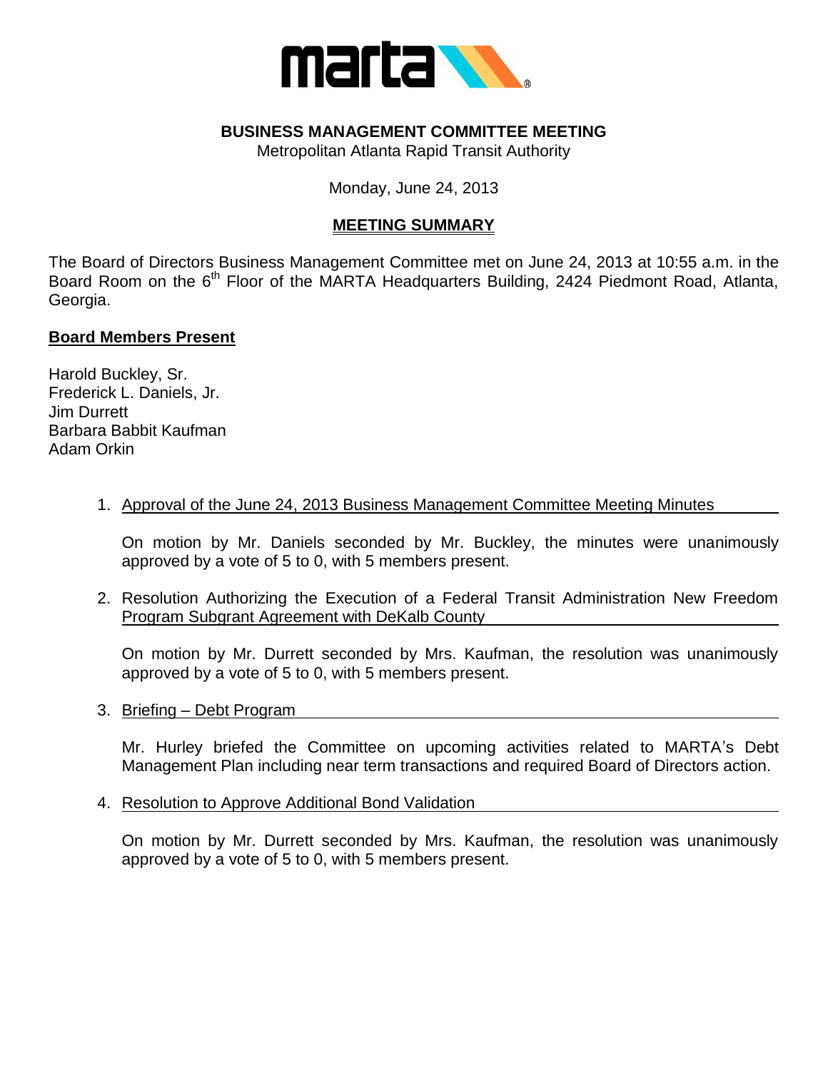**BUSINESS MANAGEMENT COMMITTEE MEETING**

Metropolitan Atlanta Rapid Transit Authority

Monday, June 24, 2013

**MEETING SUMMARY**

The Board of Directors Business Management Committee met on June 24, 2013 at 10:55 a.m. in the Board Room on the 6th Floor of the MARTA Headquarters Building, 2424 Piedmont Road, Atlanta, Georgia.

**Board Members Present**

Harold Buckley, Sr.
Frederick L. Daniels, Jr.
Jim Durrett
Barbara Babbit Kaufman
Adam Orkin

1. Approval of the June 24, 2013 Business Management Committee Meeting Minutes

   On motion by Mr. Daniels seconded by Mr. Buckley, the minutes were unanimously approved by a vote of 5 to 0, with 5 members present.

2. Resolution Authorizing the Execution of a Federal Transit Administration New Freedom Program Subgrant Agreement with DeKalb County

   On motion by Mr. Durrett seconded by Mrs. Kaufman, the resolution was unanimously approved by a vote of 5 to 0, with 5 members present.

3. Briefing – Debt Program

   Mr. Hurley briefed the Committee on upcoming activities related to MARTA's Debt Management Plan including near term transactions and required Board of Directors action.

4. Resolution to Approve Additional Bond Validation

   On motion by Mr. Durrett seconded by Mrs. Kaufman, the resolution was unanimously approved by a vote of 5 to 0, with 5 members present.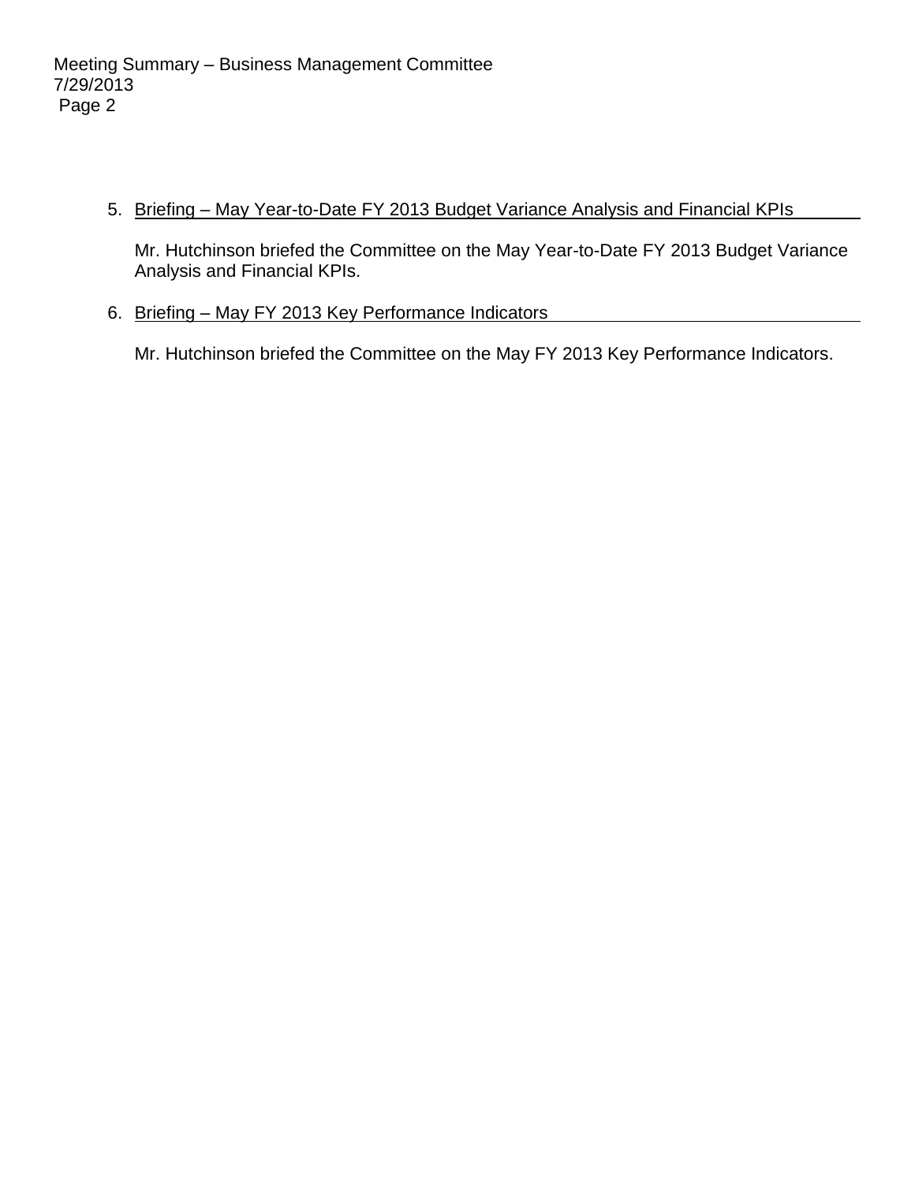5. Briefing – May Year-to-Date FY 2013 Budget Variance Analysis and Financial KPIs

   Mr. Hutchinson briefed the Committee on the May Year-to-Date FY 2013 Budget Variance Analysis and Financial KPIs.

6. Briefing – May FY 2013 Key Performance Indicators

   Mr. Hutchinson briefed the Committee on the May FY 2013 Key Performance Indicators.